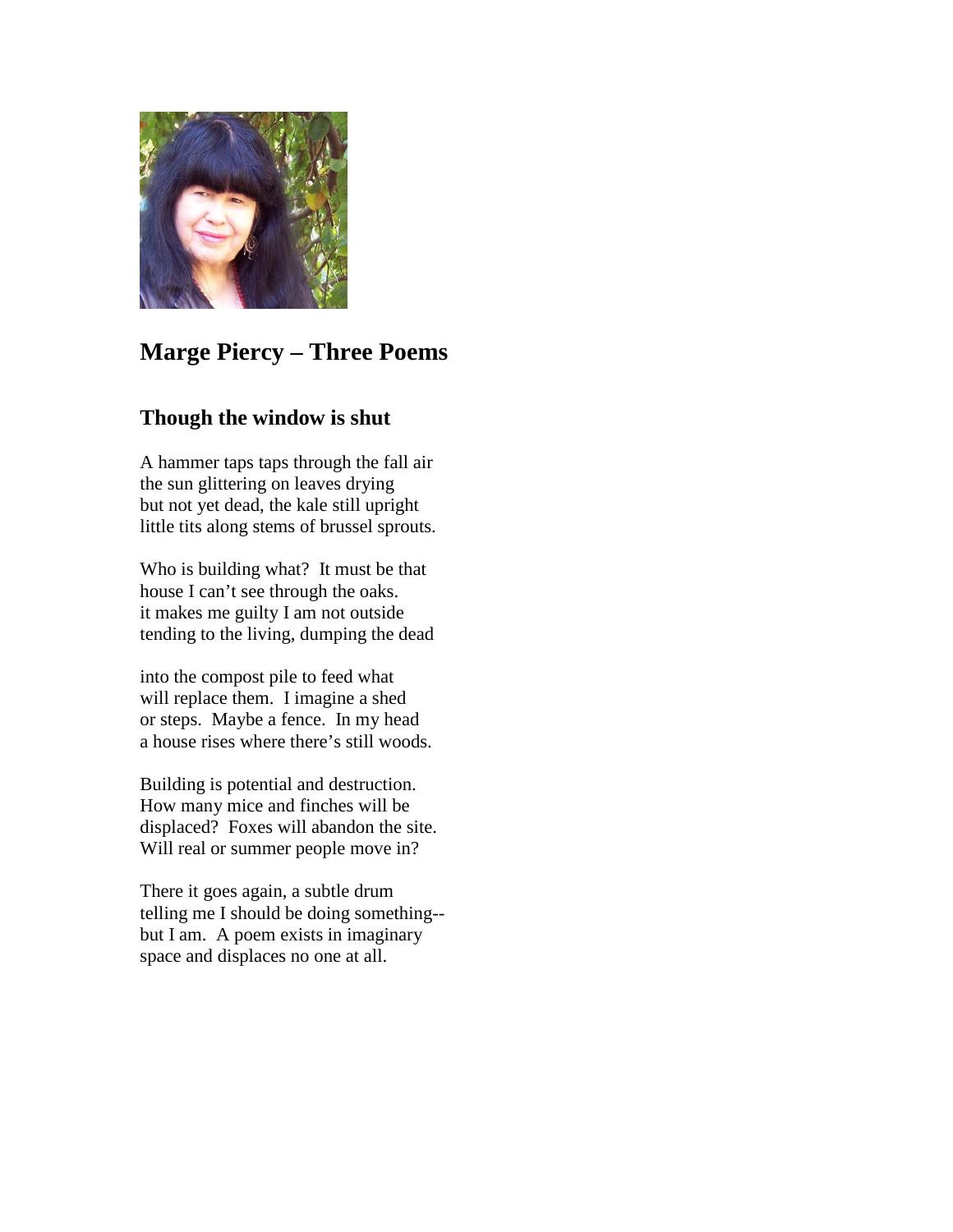# Marge Piercy – Three Poems

## Though the window is shut

A hammer taps taps through the fall air
the sun glittering on leaves drying
but not yet dead, the kale still upright
little tits along stems of brussel sprouts.

Who is building what? It must be that
house I can't see through the oaks.
it makes me guilty I am not outside
tending to the living, dumping the dead

into the compost pile to feed what
will replace them. I imagine a shed
or steps. Maybe a fence. In my head
a house rises where there's still woods.

Building is potential and destruction.
How many mice and finches will be
displaced? Foxes will abandon the site.
Will real or summer people move in?

There it goes again, a subtle drum
telling me I should be doing something--
but I am. A poem exists in imaginary
space and displaces no one at all.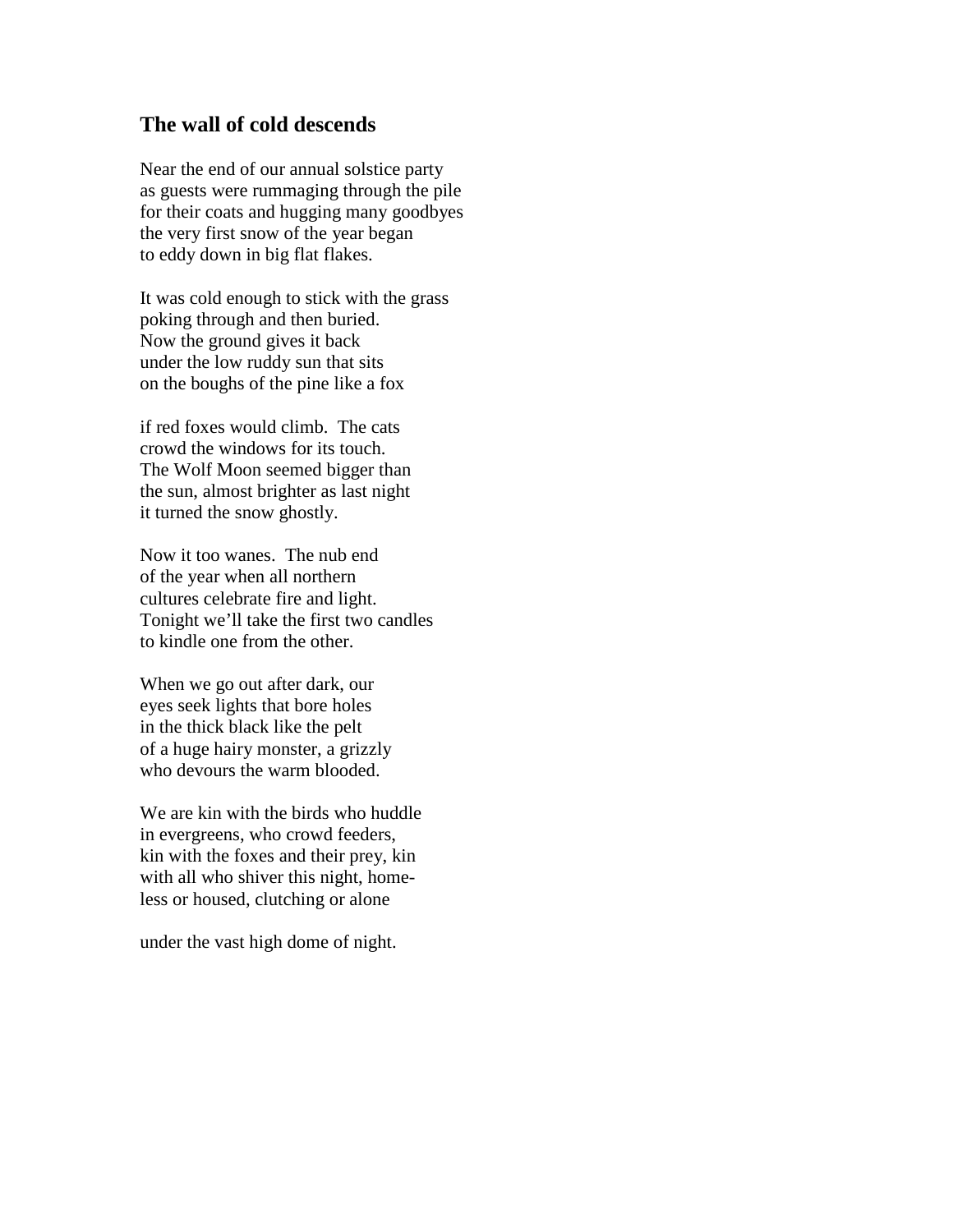## The wall of cold descends

Near the end of our annual solstice party  
as guests were rummaging through the pile  
for their coats and hugging many goodbyes  
the very first snow of the year began  
to eddy down in big flat flakes.

It was cold enough to stick with the grass  
poking through and then buried.  
Now the ground gives it back  
under the low ruddy sun that sits  
on the boughs of the pine like a fox

if red foxes would climb.  The cats  
crowd the windows for its touch.  
The Wolf Moon seemed bigger than  
the sun, almost brighter as last night  
it turned the snow ghostly.

Now it too wanes.  The nub end  
of the year when all northern  
cultures celebrate fire and light.  
Tonight we'll take the first two candles  
to kindle one from the other.

When we go out after dark, our  
eyes seek lights that bore holes  
in the thick black like the pelt  
of a huge hairy monster, a grizzly  
who devours the warm blooded.

We are kin with the birds who huddle  
in evergreens, who crowd feeders,  
kin with the foxes and their prey, kin  
with all who shiver this night, home-  
less or housed, clutching or alone

under the vast high dome of night.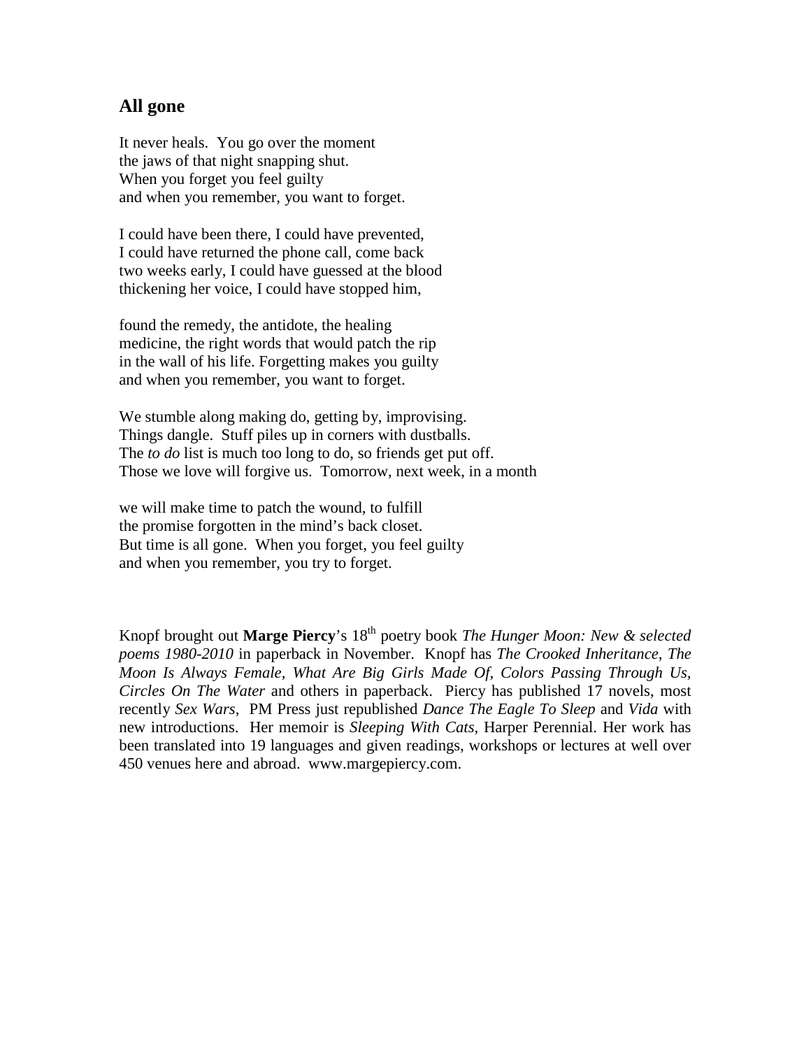## All gone

It never heals. You go over the moment
the jaws of that night snapping shut.
When you forget you feel guilty
and when you remember, you want to forget.

I could have been there, I could have prevented,
I could have returned the phone call, come back
two weeks early, I could have guessed at the blood
thickening her voice, I could have stopped him,

found the remedy, the antidote, the healing
medicine, the right words that would patch the rip
in the wall of his life. Forgetting makes you guilty
and when you remember, you want to forget.

We stumble along making do, getting by, improvising.
Things dangle. Stuff piles up in corners with dustballs.
The *to do* list is much too long to do, so friends get put off.
Those we love will forgive us. Tomorrow, next week, in a month

we will make time to patch the wound, to fulfill
the promise forgotten in the mind's back closet.
But time is all gone. When you forget, you feel guilty
and when you remember, you try to forget.

Knopf brought out **Marge Piercy**'s 18th poetry book *The Hunger Moon: New & selected poems 1980-2010* in paperback in November. Knopf has *The Crooked Inheritance*, *The Moon Is Always Female, What Are Big Girls Made Of, Colors Passing Through Us, Circles On The Water* and others in paperback. Piercy has published 17 novels, most recently *Sex Wars*, PM Press just republished *Dance The Eagle To Sleep* and *Vida* with new introductions. Her memoir is *Sleeping With Cats*, Harper Perennial. Her work has been translated into 19 languages and given readings, workshops or lectures at well over 450 venues here and abroad. www.margepiercy.com.